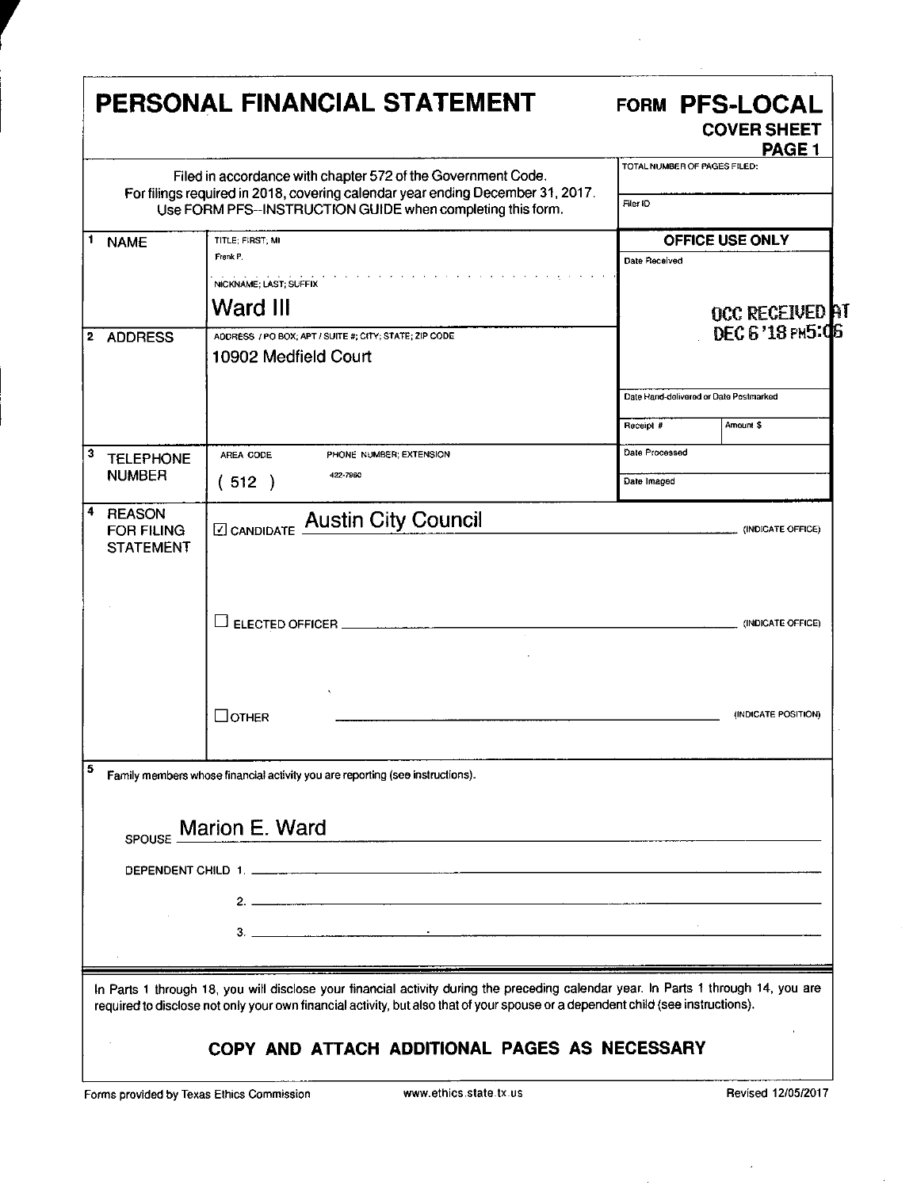# PERSONAL FINANCIAL STATEMENT

**FORM PFS-LOCAL**
**COVER SHEET**
**PAGE 1**

Filed in accordance with chapter 572 of the Government Code.
For filings required in 2018, covering calendar year ending December 31, 2017.
Use FORM PFS--INSTRUCTION GUIDE when completing this form.

| | |
|---|---|
| TOTAL NUMBER OF PAGES FILED: | |
| Filer ID | |

| | | |
|---|---|---|
| **1 NAME** | TITLE; FIRST; MI: Frank P. | |
| | NICKNAME; LAST; SUFFIX: Ward III | |
| **2 ADDRESS** | ADDRESS / PO BOX; APT / SUITE #; CITY; STATE; ZIP CODE: 10902 Medfield Court | |
| **3 TELEPHONE NUMBER** | AREA CODE: (512) PHONE NUMBER; EXTENSION: 422-7980 | |

**OFFICE USE ONLY**

| | |
|---|---|
| Date Received | OCC RECEIVED AT DEC 6 '18 PM5:06 |
| Date Hand-delivered or Date Postmarked | |
| Receipt # | Amount $ |
| Date Processed | |
| Date Imaged | |

**4 REASON FOR FILING STATEMENT**

☑ CANDIDATE Austin City Council (INDICATE OFFICE)

☐ ELECTED OFFICER ____________ (INDICATE OFFICE)

☐ OTHER ____________ (INDICATE POSITION)

**5** Family members whose financial activity you are reporting (see instructions).

SPOUSE Marion E. Ward

DEPENDENT CHILD 1. ____________

2. ____________

3. ____________

In Parts 1 through 18, you will disclose your financial activity during the preceding calendar year. In Parts 1 through 14, you are required to disclose not only your own financial activity, but also that of your spouse or a dependent child (see instructions).

**COPY AND ATTACH ADDITIONAL PAGES AS NECESSARY**

Forms provided by Texas Ethics Commission www.ethics.state.tx.us Revised 12/05/2017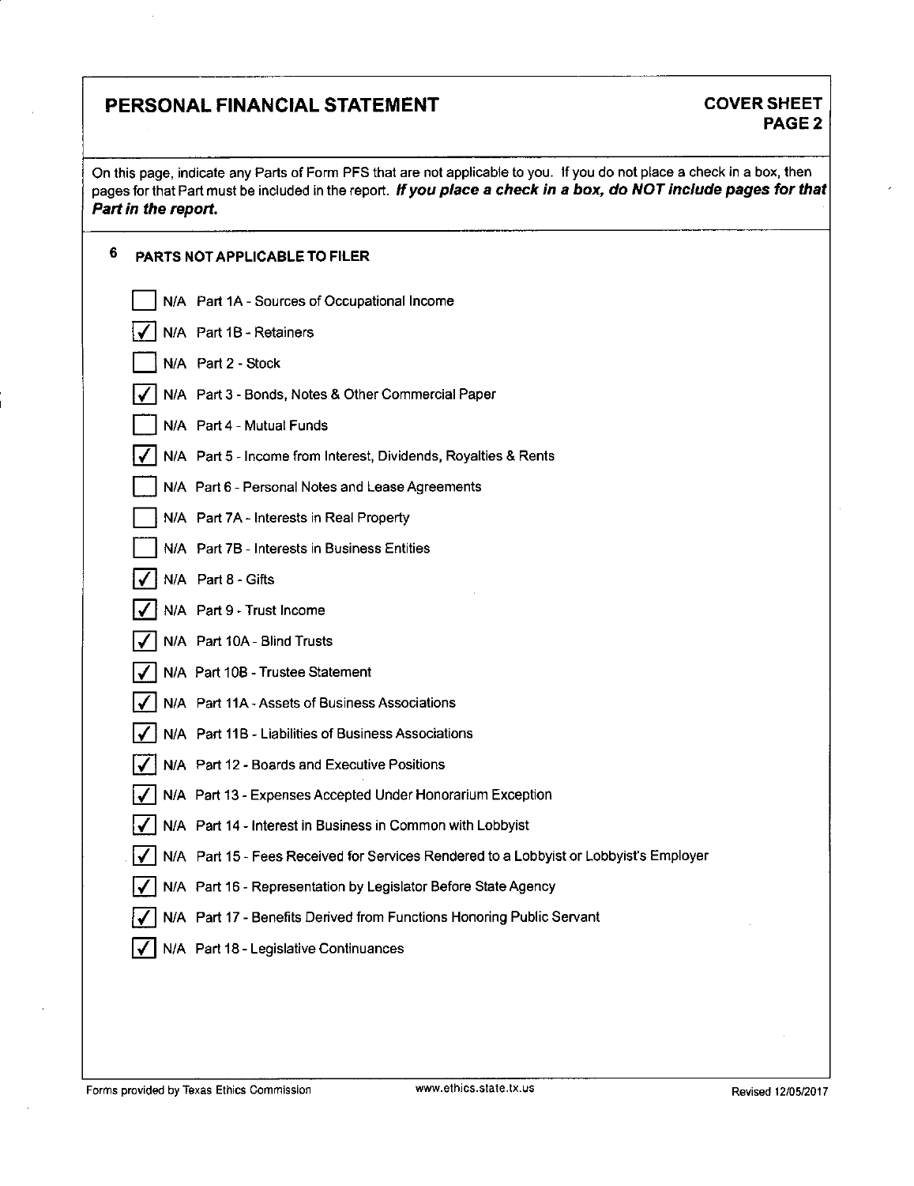# PERSONAL FINANCIAL STATEMENT

**COVER SHEET**
**PAGE 2**

On this page, indicate any Parts of Form PFS that are not applicable to you. If you do not place a check in a box, then pages for that Part must be included in the report. ***If you place a check in a box, do NOT include pages for that Part in the report.***

## 6 PARTS NOT APPLICABLE TO FILER

- [ ] N/A Part 1A - Sources of Occupational Income
- [x] N/A Part 1B - Retainers
- [ ] N/A Part 2 - Stock
- [x] N/A Part 3 - Bonds, Notes & Other Commercial Paper
- [ ] N/A Part 4 - Mutual Funds
- [x] N/A Part 5 - Income from Interest, Dividends, Royalties & Rents
- [ ] N/A Part 6 - Personal Notes and Lease Agreements
- [ ] N/A Part 7A - Interests in Real Property
- [ ] N/A Part 7B - Interests in Business Entities
- [x] N/A Part 8 - Gifts
- [x] N/A Part 9 - Trust Income
- [x] N/A Part 10A - Blind Trusts
- [x] N/A Part 10B - Trustee Statement
- [x] N/A Part 11A - Assets of Business Associations
- [x] N/A Part 11B - Liabilities of Business Associations
- [x] N/A Part 12 - Boards and Executive Positions
- [x] N/A Part 13 - Expenses Accepted Under Honorarium Exception
- [x] N/A Part 14 - Interest in Business in Common with Lobbyist
- [x] N/A Part 15 - Fees Received for Services Rendered to a Lobbyist or Lobbyist's Employer
- [x] N/A Part 16 - Representation by Legislator Before State Agency
- [x] N/A Part 17 - Benefits Derived from Functions Honoring Public Servant
- [x] N/A Part 18 - Legislative Continuances

Forms provided by Texas Ethics Commission www.ethics.state.tx.us Revised 12/05/2017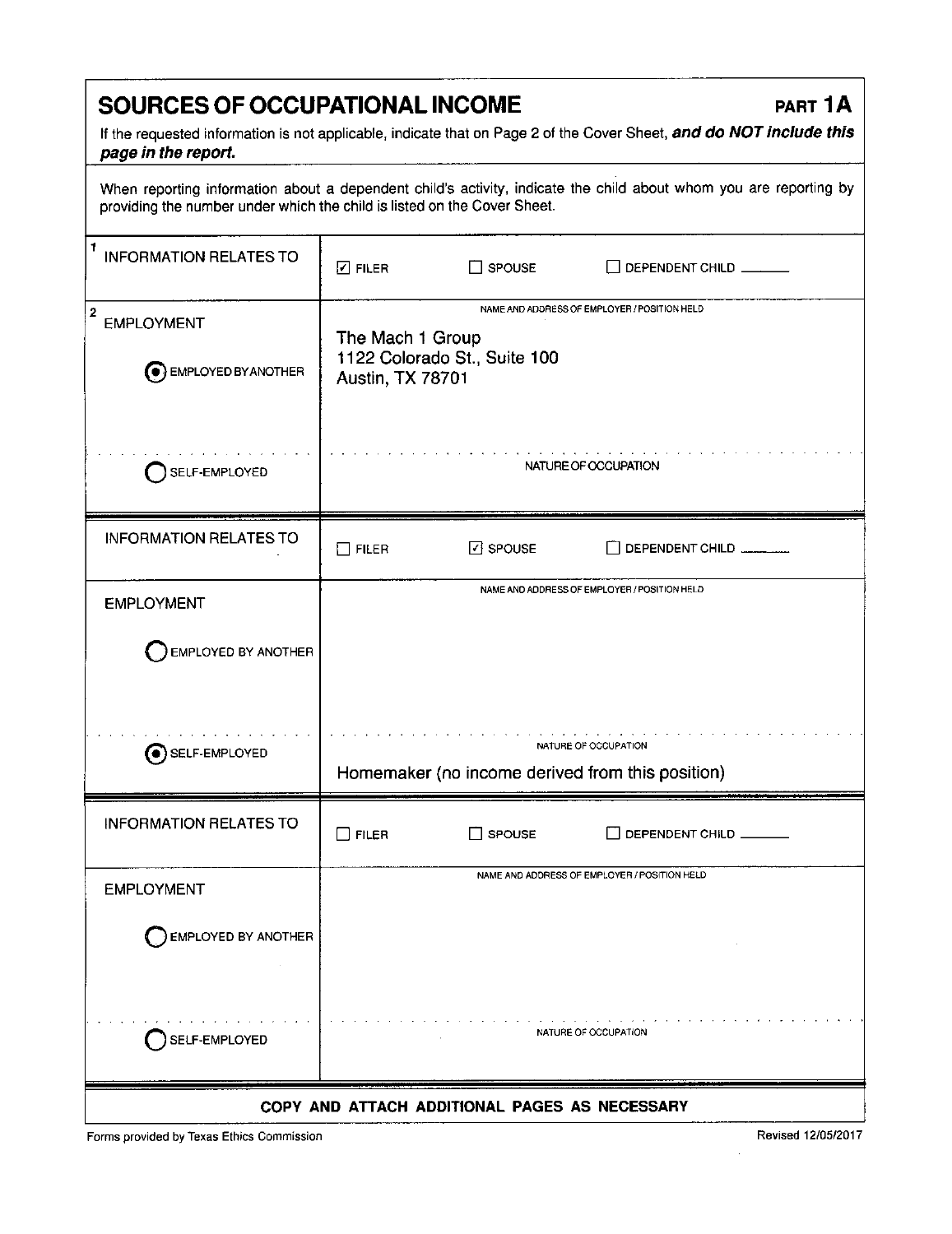# SOURCES OF OCCUPATIONAL INCOME

**PART 1A**

If the requested information is not applicable, indicate that on Page 2 of the Cover Sheet, ***and do NOT include this page in the report.***

When reporting information about a dependent child's activity, indicate the child about whom you are reporting by providing the number under which the child is listed on the Cover Sheet.

| | |
|---|---|
| 1 INFORMATION RELATES TO | ☑ FILER ☐ SPOUSE ☐ DEPENDENT CHILD ______ |
| 2 EMPLOYMENT<br>◉ EMPLOYED BY ANOTHER | NAME AND ADDRESS OF EMPLOYER / POSITION HELD<br>The Mach 1 Group<br>1122 Colorado St., Suite 100<br>Austin, TX 78701 |
| ○ SELF-EMPLOYED | NATURE OF OCCUPATION |

| | |
|---|---|
| INFORMATION RELATES TO | ☐ FILER ☑ SPOUSE ☐ DEPENDENT CHILD ______ |
| EMPLOYMENT<br>○ EMPLOYED BY ANOTHER | NAME AND ADDRESS OF EMPLOYER / POSITION HELD |
| ◉ SELF-EMPLOYED | NATURE OF OCCUPATION<br>Homemaker (no income derived from this position) |

| | |
|---|---|
| INFORMATION RELATES TO | ☐ FILER ☐ SPOUSE ☐ DEPENDENT CHILD ______ |
| EMPLOYMENT<br>○ EMPLOYED BY ANOTHER | NAME AND ADDRESS OF EMPLOYER / POSITION HELD |
| ○ SELF-EMPLOYED | NATURE OF OCCUPATION |

**COPY AND ATTACH ADDITIONAL PAGES AS NECESSARY**

Forms provided by Texas Ethics Commission — Revised 12/05/2017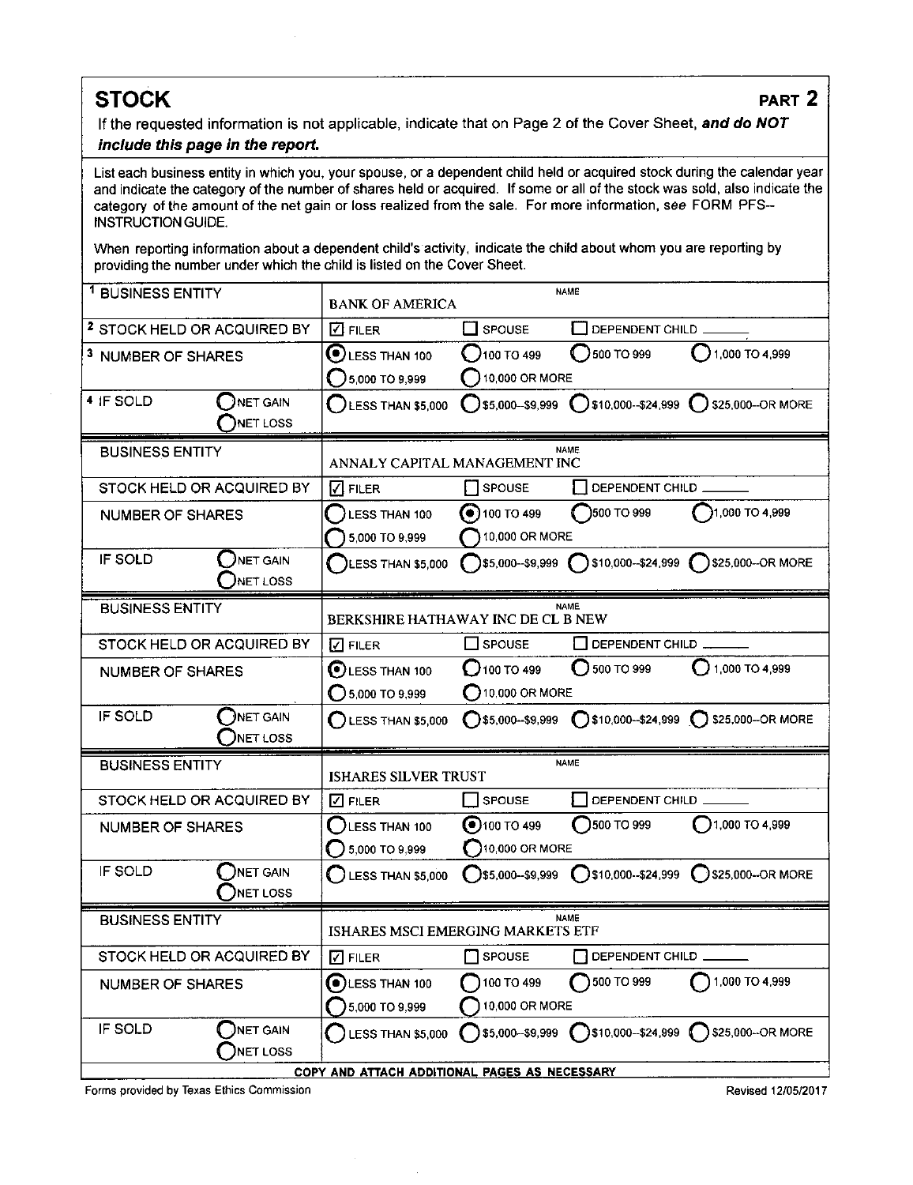# STOCK

**PART 2**

If the requested information is not applicable, indicate that on Page 2 of the Cover Sheet, ***and do NOT include this page in the report.***

List each business entity in which you, your spouse, or a dependent child held or acquired stock during the calendar year and indicate the category of the number of shares held or acquired. If some or all of the stock was sold, also indicate the category of the amount of the net gain or loss realized from the sale. For more information, *see* FORM PFS--INSTRUCTION GUIDE.

When reporting information about a dependent child's activity, indicate the child about whom you are reporting by providing the number under which the child is listed on the Cover Sheet.

| | |
|---|---|
| 1 BUSINESS ENTITY | NAME: BANK OF AMERICA |
| 2 STOCK HELD OR ACQUIRED BY | ☑ FILER ☐ SPOUSE ☐ DEPENDENT CHILD ______ |
| 3 NUMBER OF SHARES | ◉ LESS THAN 100 ○ 100 TO 499 ○ 500 TO 999 ○ 1,000 TO 4,999 ○ 5,000 TO 9,999 ○ 10,000 OR MORE |
| 4 IF SOLD ○ NET GAIN ○ NET LOSS | ○ LESS THAN $5,000 ○ $5,000--$9,999 ○ $10,000--$24,999 ○ $25,000--OR MORE |

| | |
|---|---|
| BUSINESS ENTITY | NAME: ANNALY CAPITAL MANAGEMENT INC |
| STOCK HELD OR ACQUIRED BY | ☑ FILER ☐ SPOUSE ☐ DEPENDENT CHILD ______ |
| NUMBER OF SHARES | ○ LESS THAN 100 ◉ 100 TO 499 ○ 500 TO 999 ○ 1,000 TO 4,999 ○ 5,000 TO 9,999 ○ 10,000 OR MORE |
| IF SOLD ○ NET GAIN ○ NET LOSS | ○ LESS THAN $5,000 ○ $5,000--$9,999 ○ $10,000--$24,999 ○ $25,000--OR MORE |

| | |
|---|---|
| BUSINESS ENTITY | NAME: BERKSHIRE HATHAWAY INC DE CL B NEW |
| STOCK HELD OR ACQUIRED BY | ☑ FILER ☐ SPOUSE ☐ DEPENDENT CHILD ______ |
| NUMBER OF SHARES | ◉ LESS THAN 100 ○ 100 TO 499 ○ 500 TO 999 ○ 1,000 TO 4,999 ○ 5,000 TO 9,999 ○ 10,000 OR MORE |
| IF SOLD ○ NET GAIN ○ NET LOSS | ○ LESS THAN $5,000 ○ $5,000--$9,999 ○ $10,000--$24,999 ○ $25,000--OR MORE |

| | |
|---|---|
| BUSINESS ENTITY | NAME: ISHARES SILVER TRUST |
| STOCK HELD OR ACQUIRED BY | ☑ FILER ☐ SPOUSE ☐ DEPENDENT CHILD ______ |
| NUMBER OF SHARES | ○ LESS THAN 100 ◉ 100 TO 499 ○ 500 TO 999 ○ 1,000 TO 4,999 ○ 5,000 TO 9,999 ○ 10,000 OR MORE |
| IF SOLD ○ NET GAIN ○ NET LOSS | ○ LESS THAN $5,000 ○ $5,000--$9,999 ○ $10,000--$24,999 ○ $25,000--OR MORE |

| | |
|---|---|
| BUSINESS ENTITY | NAME: ISHARES MSCI EMERGING MARKETS ETF |
| STOCK HELD OR ACQUIRED BY | ☑ FILER ☐ SPOUSE ☐ DEPENDENT CHILD ______ |
| NUMBER OF SHARES | ◉ LESS THAN 100 ○ 100 TO 499 ○ 500 TO 999 ○ 1,000 TO 4,999 ○ 5,000 TO 9,999 ○ 10,000 OR MORE |
| IF SOLD ○ NET GAIN ○ NET LOSS | ○ LESS THAN $5,000 ○ $5,000--$9,999 ○ $10,000--$24,999 ○ $25,000--OR MORE |

COPY AND ATTACH ADDITIONAL PAGES AS NECESSARY

Forms provided by Texas Ethics Commission — Revised 12/05/2017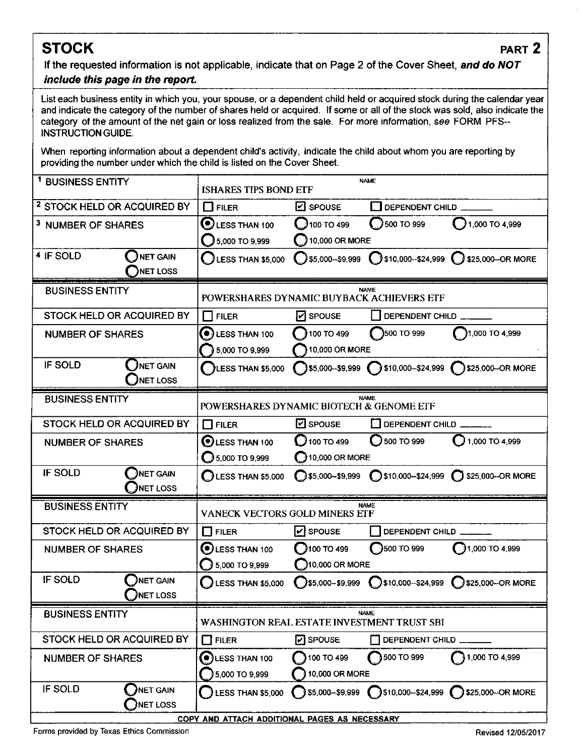## STOCK

**PART 2**

If the requested information is not applicable, indicate that on Page 2 of the Cover Sheet, ***and do NOT include this page in the report.***

List each business entity in which you, your spouse, or a dependent child held or acquired stock during the calendar year and indicate the category of the number of shares held or acquired. If some or all of the stock was sold, also indicate the category of the amount of the net gain or loss realized from the sale. For more information, *see* FORM PFS--INSTRUCTION GUIDE.

When reporting information about a dependent child's activity, indicate the child about whom you are reporting by providing the number under which the child is listed on the Cover Sheet.

| Field | Entry |
|---|---|
| 1 BUSINESS ENTITY | NAME: ISHARES TIPS BOND ETF |
| 2 STOCK HELD OR ACQUIRED BY | ☐ FILER ☑ SPOUSE ☐ DEPENDENT CHILD ______ |
| 3 NUMBER OF SHARES | ◉ LESS THAN 100 ○ 100 TO 499 ○ 500 TO 999 ○ 1,000 TO 4,999 ○ 5,000 TO 9,999 ○ 10,000 OR MORE |
| 4 IF SOLD ○ NET GAIN ○ NET LOSS | ○ LESS THAN $5,000 ○ $5,000--$9,999 ○ $10,000--$24,999 ○ $25,000--OR MORE |
| BUSINESS ENTITY | NAME: POWERSHARES DYNAMIC BUYBACK ACHIEVERS ETF |
| STOCK HELD OR ACQUIRED BY | ☐ FILER ☑ SPOUSE ☐ DEPENDENT CHILD ______ |
| NUMBER OF SHARES | ◉ LESS THAN 100 ○ 100 TO 499 ○ 500 TO 999 ○ 1,000 TO 4,999 ○ 5,000 TO 9,999 ○ 10,000 OR MORE |
| IF SOLD ○ NET GAIN ○ NET LOSS | ○ LESS THAN $5,000 ○ $5,000--$9,999 ○ $10,000--$24,999 ○ $25,000--OR MORE |
| BUSINESS ENTITY | NAME: POWERSHARES DYNAMIC BIOTECH & GENOME ETF |
| STOCK HELD OR ACQUIRED BY | ☐ FILER ☑ SPOUSE ☐ DEPENDENT CHILD ______ |
| NUMBER OF SHARES | ◉ LESS THAN 100 ○ 100 TO 499 ○ 500 TO 999 ○ 1,000 TO 4,999 ○ 5,000 TO 9,999 ○ 10,000 OR MORE |
| IF SOLD ○ NET GAIN ○ NET LOSS | ○ LESS THAN $5,000 ○ $5,000--$9,999 ○ $10,000--$24,999 ○ $25,000--OR MORE |
| BUSINESS ENTITY | NAME: VANECK VECTORS GOLD MINERS ETF |
| STOCK HELD OR ACQUIRED BY | ☐ FILER ☑ SPOUSE ☐ DEPENDENT CHILD ______ |
| NUMBER OF SHARES | ◉ LESS THAN 100 ○ 100 TO 499 ○ 500 TO 999 ○ 1,000 TO 4,999 ○ 5,000 TO 9,999 ○ 10,000 OR MORE |
| IF SOLD ○ NET GAIN ○ NET LOSS | ○ LESS THAN $5,000 ○ $5,000--$9,999 ○ $10,000--$24,999 ○ $25,000--OR MORE |
| BUSINESS ENTITY | NAME: WASHINGTON REAL ESTATE INVESTMENT TRUST SBI |
| STOCK HELD OR ACQUIRED BY | ☐ FILER ☑ SPOUSE ☐ DEPENDENT CHILD ______ |
| NUMBER OF SHARES | ◉ LESS THAN 100 ○ 100 TO 499 ○ 500 TO 999 ○ 1,000 TO 4,999 ○ 5,000 TO 9,999 ○ 10,000 OR MORE |
| IF SOLD ○ NET GAIN ○ NET LOSS | ○ LESS THAN $5,000 ○ $5,000--$9,999 ○ $10,000--$24,999 ○ $25,000--OR MORE |

COPY AND ATTACH ADDITIONAL PAGES AS NECESSARY

Forms provided by Texas Ethics Commission

Revised 12/05/2017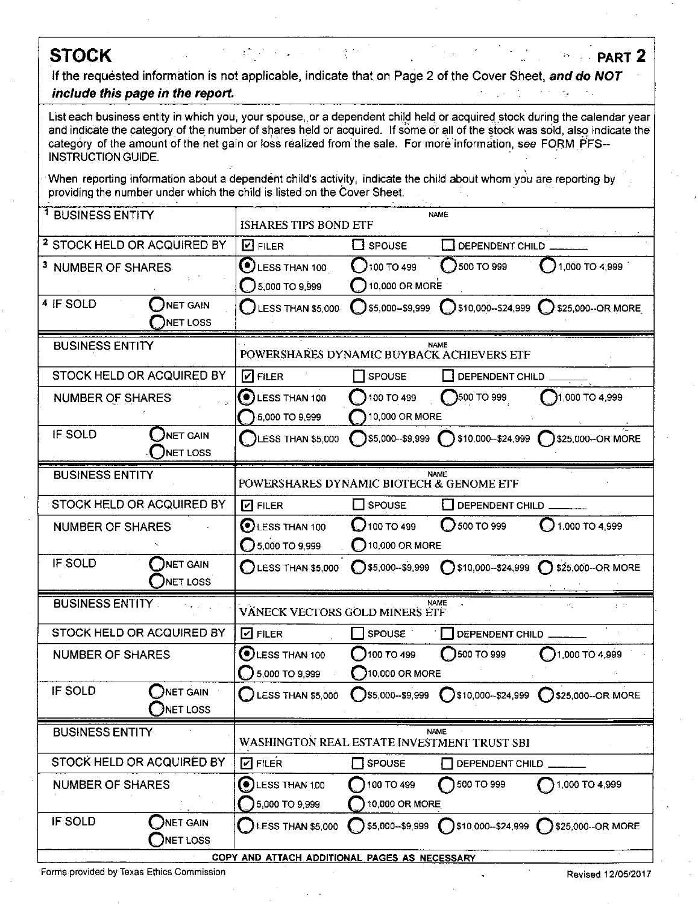## STOCK

**PART 2**

If the requested information is not applicable, indicate that on Page 2 of the Cover Sheet, ***and do NOT include this page in the report.***

List each business entity in which you, your spouse, or a dependent child held or acquired stock during the calendar year and indicate the category of the number of shares held or acquired. If some or all of the stock was sold, also indicate the category of the amount of the net gain or loss realized from the sale. For more information, see FORM PFS--INSTRUCTION GUIDE.

When reporting information about a dependent child's activity, indicate the child about whom you are reporting by providing the number under which the child is listed on the Cover Sheet.

| Field | Details |
|---|---|
| [1] BUSINESS ENTITY | NAME: ISHARES TIPS BOND ETF |
| [2] STOCK HELD OR ACQUIRED BY | ☑ FILER ☐ SPOUSE ☐ DEPENDENT CHILD ______ |
| [3] NUMBER OF SHARES | ◉ LESS THAN 100 ○ 100 TO 499 ○ 500 TO 999 ○ 1,000 TO 4,999 ○ 5,000 TO 9,999 ○ 10,000 OR MORE |
| [4] IF SOLD ○ NET GAIN ○ NET LOSS | ○ LESS THAN $5,000 ○ $5,000--$9,999 ○ $10,000--$24,999 ○ $25,000--OR MORE |
| BUSINESS ENTITY | NAME: POWERSHARES DYNAMIC BUYBACK ACHIEVERS ETF |
| STOCK HELD OR ACQUIRED BY | ☑ FILER ☐ SPOUSE ☐ DEPENDENT CHILD ______ |
| NUMBER OF SHARES | ◉ LESS THAN 100 ○ 100 TO 499 ○ 500 TO 999 ○ 1,000 TO 4,999 ○ 5,000 TO 9,999 ○ 10,000 OR MORE |
| IF SOLD ○ NET GAIN ○ NET LOSS | ○ LESS THAN $5,000 ○ $5,000--$9,999 ○ $10,000--$24,999 ○ $25,000--OR MORE |
| BUSINESS ENTITY | NAME: POWERSHARES DYNAMIC BIOTECH & GENOME ETF |
| STOCK HELD OR ACQUIRED BY | ☑ FILER ☐ SPOUSE ☐ DEPENDENT CHILD ______ |
| NUMBER OF SHARES | ◉ LESS THAN 100 ○ 100 TO 499 ○ 500 TO 999 ○ 1,000 TO 4,999 ○ 5,000 TO 9,999 ○ 10,000 OR MORE |
| IF SOLD ○ NET GAIN ○ NET LOSS | ○ LESS THAN $5,000 ○ $5,000--$9,999 ○ $10,000--$24,999 ○ $25,000--OR MORE |
| BUSINESS ENTITY | NAME: VANECK VECTORS GOLD MINERS ETF |
| STOCK HELD OR ACQUIRED BY | ☑ FILER ☐ SPOUSE ☐ DEPENDENT CHILD ______ |
| NUMBER OF SHARES | ◉ LESS THAN 100 ○ 100 TO 499 ○ 500 TO 999 ○ 1,000 TO 4,999 ○ 5,000 TO 9,999 ○ 10,000 OR MORE |
| IF SOLD ○ NET GAIN ○ NET LOSS | ○ LESS THAN $5,000 ○ $5,000--$9,999 ○ $10,000--$24,999 ○ $25,000--OR MORE |
| BUSINESS ENTITY | NAME: WASHINGTON REAL ESTATE INVESTMENT TRUST SBI |
| STOCK HELD OR ACQUIRED BY | ☑ FILER ☐ SPOUSE ☐ DEPENDENT CHILD ______ |
| NUMBER OF SHARES | ◉ LESS THAN 100 ○ 100 TO 499 ○ 500 TO 999 ○ 1,000 TO 4,999 ○ 5,000 TO 9,999 ○ 10,000 OR MORE |
| IF SOLD ○ NET GAIN ○ NET LOSS | ○ LESS THAN $5,000 ○ $5,000--$9,999 ○ $10,000--$24,999 ○ $25,000--OR MORE |

COPY AND ATTACH ADDITIONAL PAGES AS NECESSARY

Forms provided by Texas Ethics Commission

Revised 12/05/2017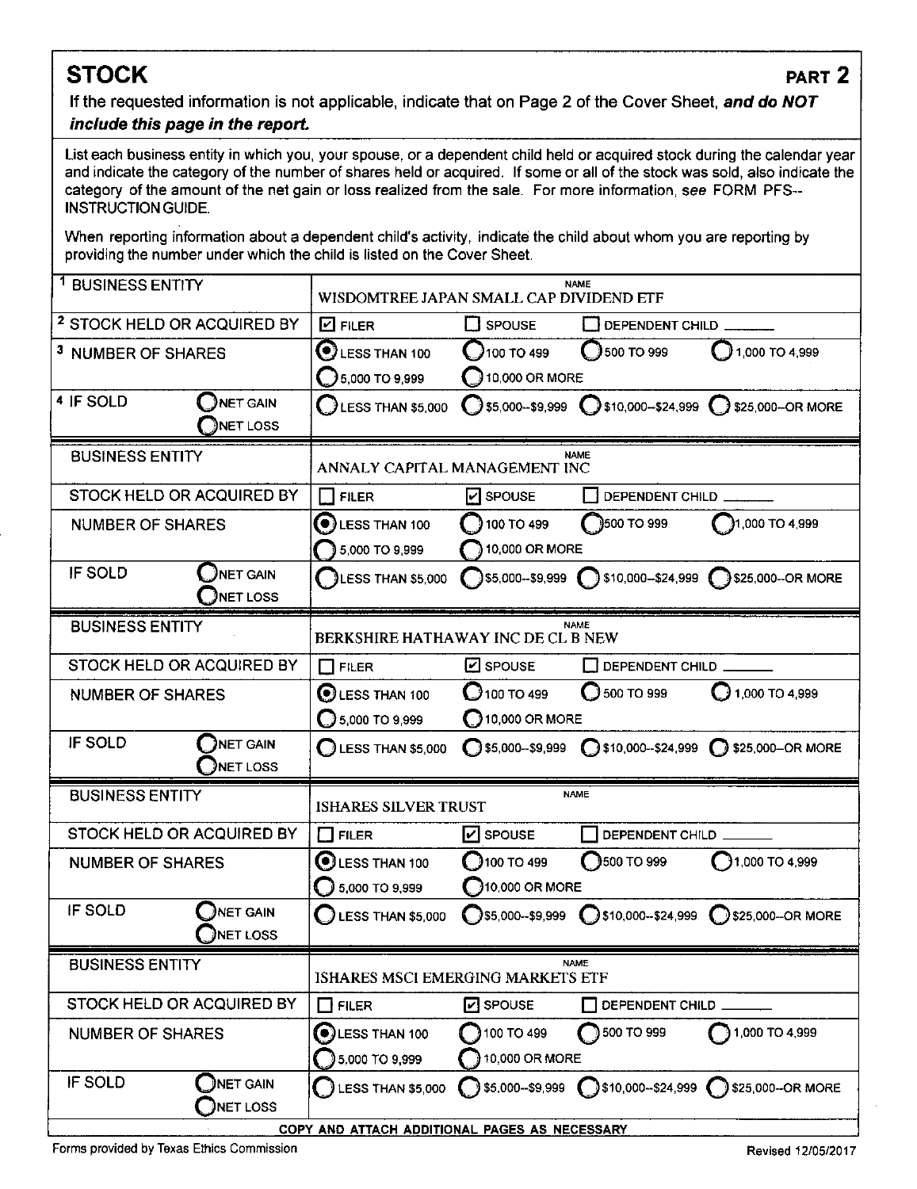## STOCK

**PART 2**

If the requested information is not applicable, indicate that on Page 2 of the Cover Sheet, ***and do NOT include this page in the report.***

List each business entity in which you, your spouse, or a dependent child held or acquired stock during the calendar year and indicate the category of the number of shares held or acquired. If some or all of the stock was sold, also indicate the category of the amount of the net gain or loss realized from the sale. For more information, *see* FORM PFS--INSTRUCTION GUIDE.

When reporting information about a dependent child's activity, indicate the child about whom you are reporting by providing the number under which the child is listed on the Cover Sheet.

| Field | Entry |
|---|---|
| [1] BUSINESS ENTITY | NAME: WISDOMTREE JAPAN SMALL CAP DIVIDEND ETF |
| [2] STOCK HELD OR ACQUIRED BY | ☑ FILER ☐ SPOUSE ☐ DEPENDENT CHILD ______ |
| [3] NUMBER OF SHARES | ◉ LESS THAN 100 ○ 100 TO 499 ○ 500 TO 999 ○ 1,000 TO 4,999 ○ 5,000 TO 9,999 ○ 10,000 OR MORE |
| [4] IF SOLD ○ NET GAIN ○ NET LOSS | ○ LESS THAN $5,000 ○ $5,000--$9,999 ○ $10,000--$24,999 ○ $25,000--OR MORE |

| Field | Entry |
|---|---|
| BUSINESS ENTITY | NAME: ANNALY CAPITAL MANAGEMENT INC |
| STOCK HELD OR ACQUIRED BY | ☐ FILER ☑ SPOUSE ☐ DEPENDENT CHILD ______ |
| NUMBER OF SHARES | ◉ LESS THAN 100 ○ 100 TO 499 ○ 500 TO 999 ○ 1,000 TO 4,999 ○ 5,000 TO 9,999 ○ 10,000 OR MORE |
| IF SOLD ○ NET GAIN ○ NET LOSS | ○ LESS THAN $5,000 ○ $5,000--$9,999 ○ $10,000--$24,999 ○ $25,000--OR MORE |

| Field | Entry |
|---|---|
| BUSINESS ENTITY | NAME: BERKSHIRE HATHAWAY INC DE CL B NEW |
| STOCK HELD OR ACQUIRED BY | ☐ FILER ☑ SPOUSE ☐ DEPENDENT CHILD ______ |
| NUMBER OF SHARES | ◉ LESS THAN 100 ○ 100 TO 499 ○ 500 TO 999 ○ 1,000 TO 4,999 ○ 5,000 TO 9,999 ○ 10,000 OR MORE |
| IF SOLD ○ NET GAIN ○ NET LOSS | ○ LESS THAN $5,000 ○ $5,000--$9,999 ○ $10,000--$24,999 ○ $25,000--OR MORE |

| Field | Entry |
|---|---|
| BUSINESS ENTITY | NAME: ISHARES SILVER TRUST |
| STOCK HELD OR ACQUIRED BY | ☐ FILER ☑ SPOUSE ☐ DEPENDENT CHILD ______ |
| NUMBER OF SHARES | ◉ LESS THAN 100 ○ 100 TO 499 ○ 500 TO 999 ○ 1,000 TO 4,999 ○ 5,000 TO 9,999 ○ 10,000 OR MORE |
| IF SOLD ○ NET GAIN ○ NET LOSS | ○ LESS THAN $5,000 ○ $5,000--$9,999 ○ $10,000--$24,999 ○ $25,000--OR MORE |

| Field | Entry |
|---|---|
| BUSINESS ENTITY | NAME: ISHARES MSCI EMERGING MARKETS ETF |
| STOCK HELD OR ACQUIRED BY | ☐ FILER ☑ SPOUSE ☐ DEPENDENT CHILD ______ |
| NUMBER OF SHARES | ◉ LESS THAN 100 ○ 100 TO 499 ○ 500 TO 999 ○ 1,000 TO 4,999 ○ 5,000 TO 9,999 ○ 10,000 OR MORE |
| IF SOLD ○ NET GAIN ○ NET LOSS | ○ LESS THAN $5,000 ○ $5,000--$9,999 ○ $10,000--$24,999 ○ $25,000--OR MORE |

COPY AND ATTACH ADDITIONAL PAGES AS NECESSARY

Forms provided by Texas Ethics Commission — Revised 12/05/2017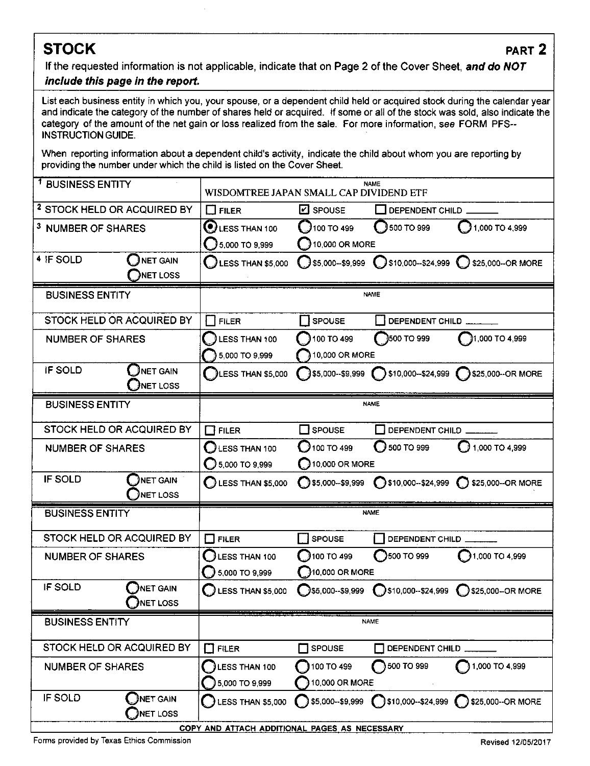## STOCK

**PART 2**

If the requested information is not applicable, indicate that on Page 2 of the Cover Sheet, ***and do NOT include this page in the report.***

List each business entity in which you, your spouse, or a dependent child held or acquired stock during the calendar year and indicate the category of the number of shares held or acquired. If some or all of the stock was sold, also indicate the category of the amount of the net gain or loss realized from the sale. For more information, see FORM PFS--INSTRUCTION GUIDE.

When reporting information about a dependent child's activity, indicate the child about whom you are reporting by providing the number under which the child is listed on the Cover Sheet.

| | |
|---|---|
| 1 BUSINESS ENTITY | NAME: WISDOMTREE JAPAN SMALL CAP DIVIDEND ETF |
| 2 STOCK HELD OR ACQUIRED BY | ☐ FILER ☑ SPOUSE ☐ DEPENDENT CHILD ______ |
| 3 NUMBER OF SHARES | ◉ LESS THAN 100 ○ 100 TO 499 ○ 500 TO 999 ○ 1,000 TO 4,999 ○ 5,000 TO 9,999 ○ 10,000 OR MORE |
| 4 IF SOLD ○ NET GAIN ○ NET LOSS | ○ LESS THAN $5,000 ○ $5,000--$9,999 ○ $10,000--$24,999 ○ $25,000--OR MORE |

| | |
|---|---|
| BUSINESS ENTITY | NAME |
| STOCK HELD OR ACQUIRED BY | ☐ FILER ☐ SPOUSE ☐ DEPENDENT CHILD ______ |
| NUMBER OF SHARES | ○ LESS THAN 100 ○ 100 TO 499 ○ 500 TO 999 ○ 1,000 TO 4,999 ○ 5,000 TO 9,999 ○ 10,000 OR MORE |
| IF SOLD ○ NET GAIN ○ NET LOSS | ○ LESS THAN $5,000 ○ $5,000--$9,999 ○ $10,000--$24,999 ○ $25,000--OR MORE |

| | |
|---|---|
| BUSINESS ENTITY | NAME |
| STOCK HELD OR ACQUIRED BY | ☐ FILER ☐ SPOUSE ☐ DEPENDENT CHILD ______ |
| NUMBER OF SHARES | ○ LESS THAN 100 ○ 100 TO 499 ○ 500 TO 999 ○ 1,000 TO 4,999 ○ 5,000 TO 9,999 ○ 10,000 OR MORE |
| IF SOLD ○ NET GAIN ○ NET LOSS | ○ LESS THAN $5,000 ○ $5,000--$9,999 ○ $10,000--$24,999 ○ $25,000--OR MORE |

| | |
|---|---|
| BUSINESS ENTITY | NAME |
| STOCK HELD OR ACQUIRED BY | ☐ FILER ☐ SPOUSE ☐ DEPENDENT CHILD ______ |
| NUMBER OF SHARES | ○ LESS THAN 100 ○ 100 TO 499 ○ 500 TO 999 ○ 1,000 TO 4,999 ○ 5,000 TO 9,999 ○ 10,000 OR MORE |
| IF SOLD ○ NET GAIN ○ NET LOSS | ○ LESS THAN $5,000 ○ $5,000--$9,999 ○ $10,000--$24,999 ○ $25,000--OR MORE |

| | |
|---|---|
| BUSINESS ENTITY | NAME |
| STOCK HELD OR ACQUIRED BY | ☐ FILER ☐ SPOUSE ☐ DEPENDENT CHILD ______ |
| NUMBER OF SHARES | ○ LESS THAN 100 ○ 100 TO 499 ○ 500 TO 999 ○ 1,000 TO 4,999 ○ 5,000 TO 9,999 ○ 10,000 OR MORE |
| IF SOLD ○ NET GAIN ○ NET LOSS | ○ LESS THAN $5,000 ○ $5,000--$9,999 ○ $10,000--$24,999 ○ $25,000--OR MORE |

COPY AND ATTACH ADDITIONAL PAGES AS NECESSARY

Forms provided by Texas Ethics Commission

Revised 12/05/2017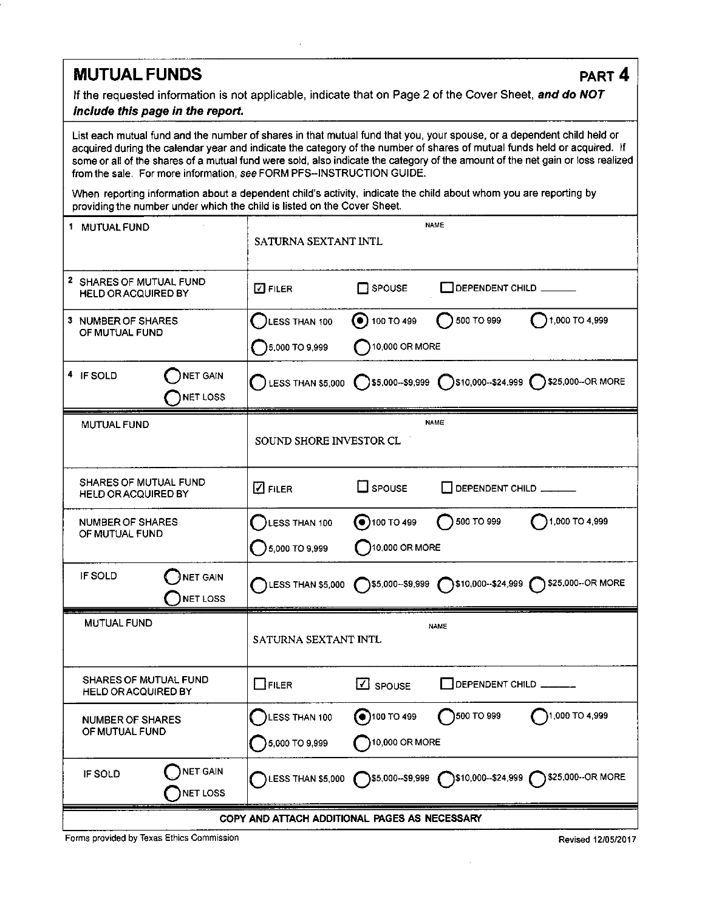# MUTUAL FUNDS

**PART 4**

If the requested information is not applicable, indicate that on Page 2 of the Cover Sheet, ***and do NOT include this page in the report.***

List each mutual fund and the number of shares in that mutual fund that you, your spouse, or a dependent child held or acquired during the calendar year and indicate the category of the number of shares of mutual funds held or acquired. If some or all of the shares of a mutual fund were sold, also indicate the category of the amount of the net gain or loss realized from the sale. For more information, *see* FORM PFS--INSTRUCTION GUIDE.

When reporting information about a dependent child's activity, indicate the child about whom you are reporting by providing the number under which the child is listed on the Cover Sheet.

| | |
|---|---|
| 1 MUTUAL FUND | NAME: SATURNA SEXTANT INTL |
| 2 SHARES OF MUTUAL FUND HELD OR ACQUIRED BY | ☑ FILER ☐ SPOUSE ☐ DEPENDENT CHILD ______ |
| 3 NUMBER OF SHARES OF MUTUAL FUND | ◯ LESS THAN 100 ◉ 100 TO 499 ◯ 500 TO 999 ◯ 1,000 TO 4,999 ◯ 5,000 TO 9,999 ◯ 10,000 OR MORE |
| 4 IF SOLD ◯ NET GAIN ◯ NET LOSS | ◯ LESS THAN \$5,000 ◯ \$5,000--\$9,999 ◯ \$10,000--\$24,999 ◯ \$25,000--OR MORE |

| | |
|---|---|
| MUTUAL FUND | NAME: SOUND SHORE INVESTOR CL |
| SHARES OF MUTUAL FUND HELD OR ACQUIRED BY | ☑ FILER ☐ SPOUSE ☐ DEPENDENT CHILD ______ |
| NUMBER OF SHARES OF MUTUAL FUND | ◯ LESS THAN 100 ◉ 100 TO 499 ◯ 500 TO 999 ◯ 1,000 TO 4,999 ◯ 5,000 TO 9,999 ◯ 10,000 OR MORE |
| IF SOLD ◯ NET GAIN ◯ NET LOSS | ◯ LESS THAN \$5,000 ◯ \$5,000--\$9,999 ◯ \$10,000--\$24,999 ◯ \$25,000--OR MORE |

| | |
|---|---|
| MUTUAL FUND | NAME: SATURNA SEXTANT INTL |
| SHARES OF MUTUAL FUND HELD OR ACQUIRED BY | ☐ FILER ☑ SPOUSE ☐ DEPENDENT CHILD ______ |
| NUMBER OF SHARES OF MUTUAL FUND | ◯ LESS THAN 100 ◉ 100 TO 499 ◯ 500 TO 999 ◯ 1,000 TO 4,999 ◯ 5,000 TO 9,999 ◯ 10,000 OR MORE |
| IF SOLD ◯ NET GAIN ◯ NET LOSS | ◯ LESS THAN \$5,000 ◯ \$5,000--\$9,999 ◯ \$10,000--\$24,999 ◯ \$25,000--OR MORE |

COPY AND ATTACH ADDITIONAL PAGES AS NECESSARY

Forms provided by Texas Ethics Commission — Revised 12/05/2017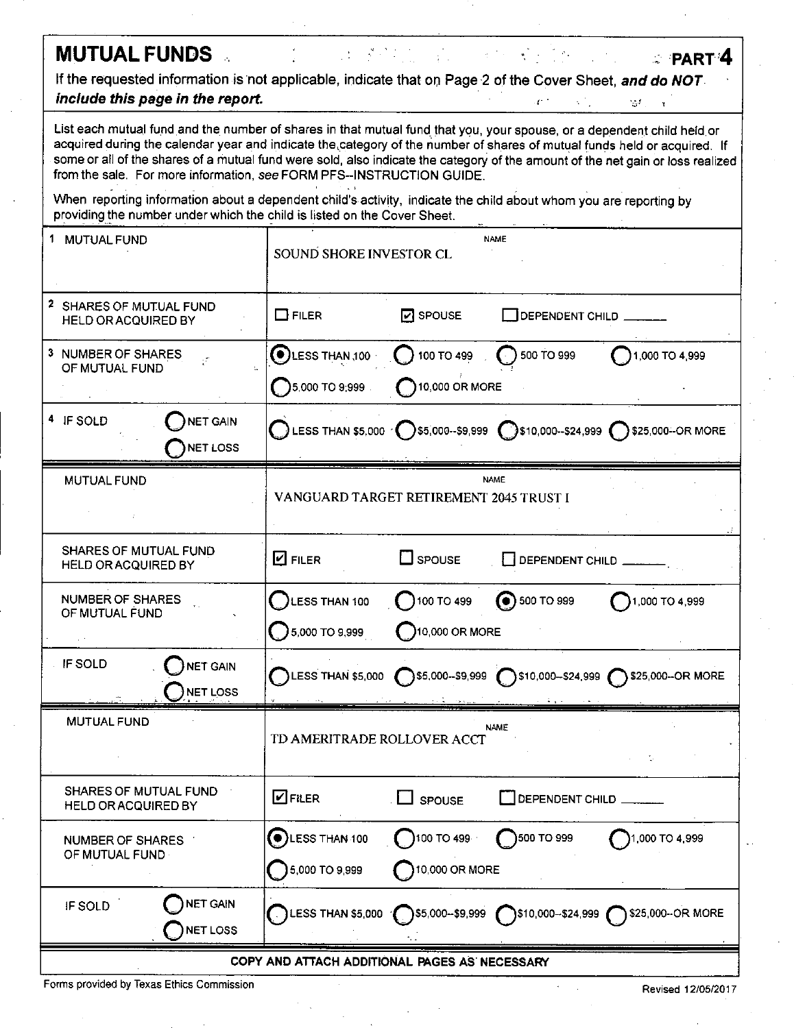# MUTUAL FUNDS

**PART 4**

If the requested information is not applicable, indicate that on Page 2 of the Cover Sheet, ***and do NOT include this page in the report.***

List each mutual fund and the number of shares in that mutual fund that you, your spouse, or a dependent child held or acquired during the calendar year and indicate the category of the number of shares of mutual funds held or acquired. If some or all of the shares of a mutual fund were sold, also indicate the category of the amount of the net gain or loss realized from the sale. For more information, *see* FORM PFS--INSTRUCTION GUIDE.

When reporting information about a dependent child's activity, indicate the child about whom you are reporting by providing the number under which the child is listed on the Cover Sheet.

| | |
|---|---|
| 1 MUTUAL FUND | NAME: SOUND SHORE INVESTOR CL |
| 2 SHARES OF MUTUAL FUND HELD OR ACQUIRED BY | ☐ FILER ☑ SPOUSE ☐ DEPENDENT CHILD ______ |
| 3 NUMBER OF SHARES OF MUTUAL FUND | ◉ LESS THAN 100 ○ 100 TO 499 ○ 500 TO 999 ○ 1,000 TO 4,999 ○ 5,000 TO 9,999 ○ 10,000 OR MORE |
| 4 IF SOLD ○ NET GAIN ○ NET LOSS | ○ LESS THAN $5,000 ○ $5,000--$9,999 ○ $10,000--$24,999 ○ $25,000--OR MORE |
| MUTUAL FUND | NAME: VANGUARD TARGET RETIREMENT 2045 TRUST I |
| SHARES OF MUTUAL FUND HELD OR ACQUIRED BY | ☑ FILER ☐ SPOUSE ☐ DEPENDENT CHILD ______ |
| NUMBER OF SHARES OF MUTUAL FUND | ○ LESS THAN 100 ○ 100 TO 499 ◉ 500 TO 999 ○ 1,000 TO 4,999 ○ 5,000 TO 9,999 ○ 10,000 OR MORE |
| IF SOLD ○ NET GAIN ○ NET LOSS | ○ LESS THAN $5,000 ○ $5,000--$9,999 ○ $10,000--$24,999 ○ $25,000--OR MORE |
| MUTUAL FUND | NAME: TD AMERITRADE ROLLOVER ACCT |
| SHARES OF MUTUAL FUND HELD OR ACQUIRED BY | ☑ FILER ☐ SPOUSE ☐ DEPENDENT CHILD ______ |
| NUMBER OF SHARES OF MUTUAL FUND | ◉ LESS THAN 100 ○ 100 TO 499 ○ 500 TO 999 ○ 1,000 TO 4,999 ○ 5,000 TO 9,999 ○ 10,000 OR MORE |
| IF SOLD ○ NET GAIN ○ NET LOSS | ○ LESS THAN $5,000 ○ $5,000--$9,999 ○ $10,000--$24,999 ○ $25,000--OR MORE |

**COPY AND ATTACH ADDITIONAL PAGES AS NECESSARY**

Forms provided by Texas Ethics Commission

Revised 12/05/2017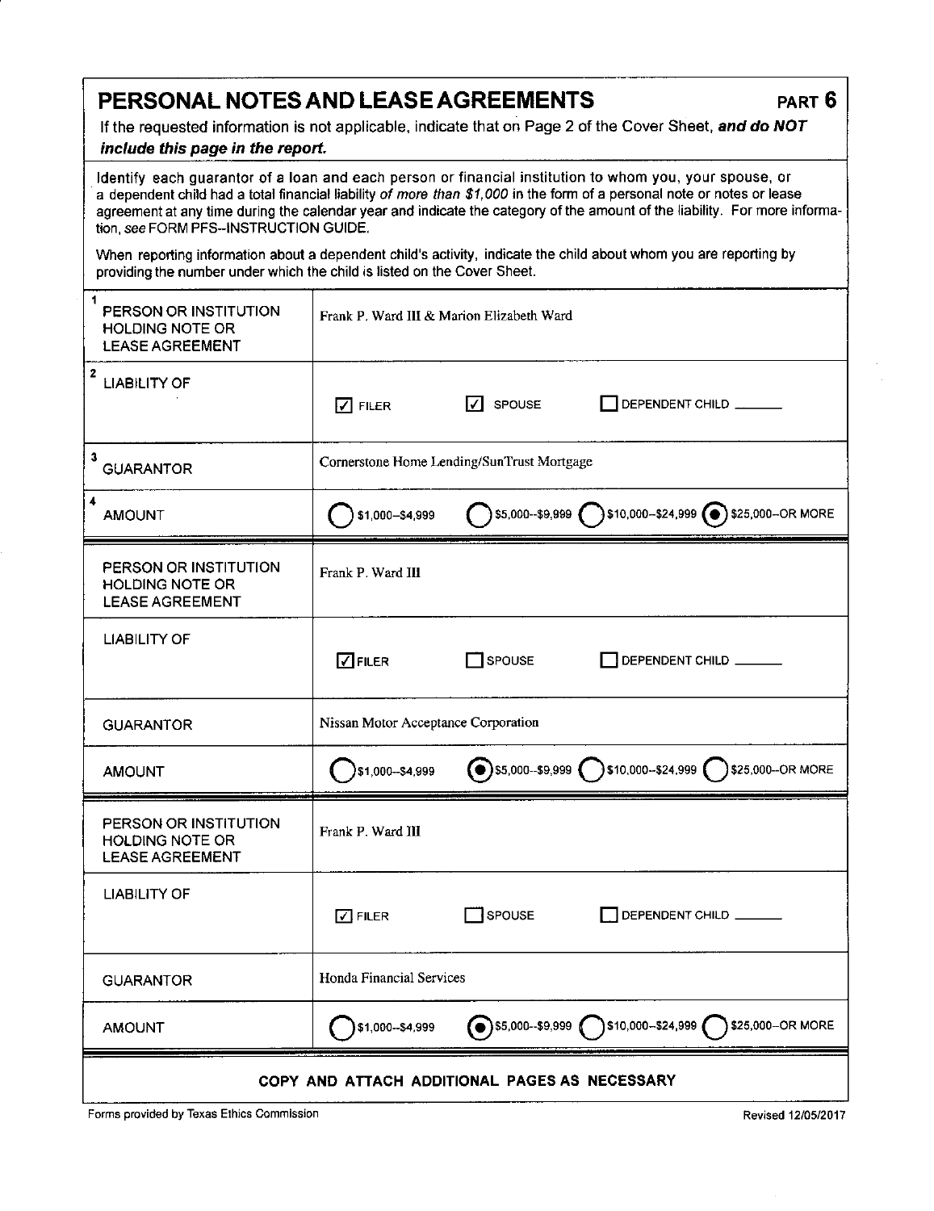# PERSONAL NOTES AND LEASE AGREEMENTS

**PART 6**

If the requested information is not applicable, indicate that on Page 2 of the Cover Sheet, ***and do NOT include this page in the report.***

Identify each guarantor of a loan and each person or financial institution to whom you, your spouse, or a dependent child had a total financial liability *of more than $1,000* in the form of a personal note or notes or lease agreement at any time during the calendar year and indicate the category of the amount of the liability. For more information, *see* FORM PFS--INSTRUCTION GUIDE.

When reporting information about a dependent child's activity, indicate the child about whom you are reporting by providing the number under which the child is listed on the Cover Sheet.

| | |
|---|---|
| 1 PERSON OR INSTITUTION HOLDING NOTE OR LEASE AGREEMENT | Frank P. Ward III & Marion Elizabeth Ward |
| 2 LIABILITY OF | ☑ FILER ☑ SPOUSE ☐ DEPENDENT CHILD ______ |
| 3 GUARANTOR | Cornerstone Home Lending/SunTrust Mortgage |
| 4 AMOUNT | ○ $1,000--$4,999 ○ $5,000--$9,999 ○ $10,000--$24,999 ● $25,000--OR MORE |
| PERSON OR INSTITUTION HOLDING NOTE OR LEASE AGREEMENT | Frank P. Ward III |
| LIABILITY OF | ☑ FILER ☐ SPOUSE ☐ DEPENDENT CHILD ______ |
| GUARANTOR | Nissan Motor Acceptance Corporation |
| AMOUNT | ○ $1,000--$4,999 ● $5,000--$9,999 ○ $10,000--$24,999 ○ $25,000--OR MORE |
| PERSON OR INSTITUTION HOLDING NOTE OR LEASE AGREEMENT | Frank P. Ward III |
| LIABILITY OF | ☑ FILER ☐ SPOUSE ☐ DEPENDENT CHILD ______ |
| GUARANTOR | Honda Financial Services |
| AMOUNT | ○ $1,000--$4,999 ● $5,000--$9,999 ○ $10,000--$24,999 ○ $25,000--OR MORE |

**COPY AND ATTACH ADDITIONAL PAGES AS NECESSARY**

Forms provided by Texas Ethics Commission Revised 12/05/2017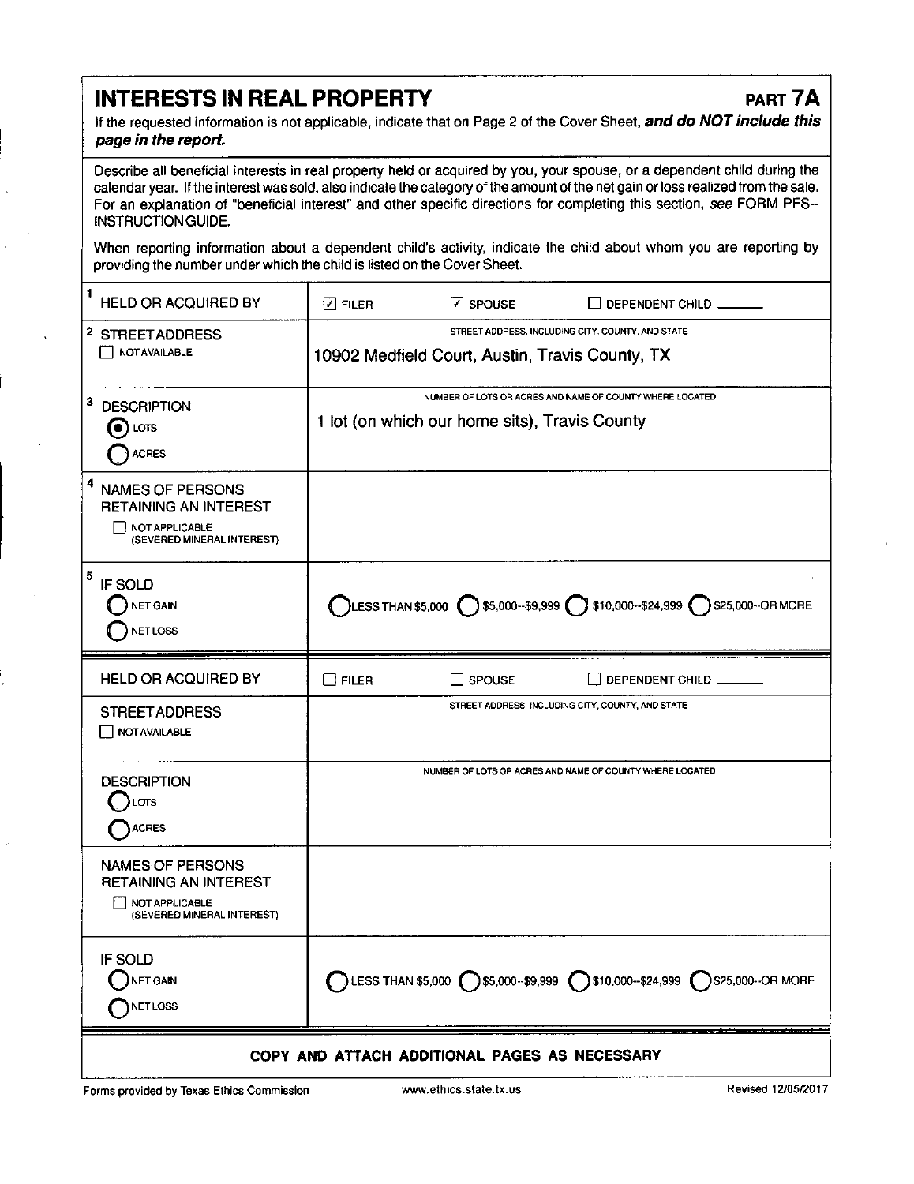# INTERESTS IN REAL PROPERTY

**PART 7A**

If the requested information is not applicable, indicate that on Page 2 of the Cover Sheet, ***and do NOT include this page in the report.***

Describe all beneficial interests in real property held or acquired by you, your spouse, or a dependent child during the calendar year. If the interest was sold, also indicate the category of the amount of the net gain or loss realized from the sale. For an explanation of "beneficial interest" and other specific directions for completing this section, *see* FORM PFS--INSTRUCTION GUIDE.

When reporting information about a dependent child's activity, indicate the child about whom you are reporting by providing the number under which the child is listed on the Cover Sheet.

| | |
|---|---|
| 1 HELD OR ACQUIRED BY | ☑ FILER ☑ SPOUSE ☐ DEPENDENT CHILD ______ |
| 2 STREET ADDRESS ☐ NOT AVAILABLE | STREET ADDRESS, INCLUDING CITY, COUNTY, AND STATE: 10902 Medfield Court, Austin, Travis County, TX |
| 3 DESCRIPTION ◉ LOTS ○ ACRES | NUMBER OF LOTS OR ACRES AND NAME OF COUNTY WHERE LOCATED: 1 lot (on which our home sits), Travis County |
| 4 NAMES OF PERSONS RETAINING AN INTEREST ☐ NOT APPLICABLE (SEVERED MINERAL INTEREST) | |
| 5 IF SOLD ○ NET GAIN ○ NET LOSS | ○ LESS THAN $5,000 ○ $5,000--$9,999 ○ $10,000--$24,999 ○ $25,000--OR MORE |

| | |
|---|---|
| HELD OR ACQUIRED BY | ☐ FILER ☐ SPOUSE ☐ DEPENDENT CHILD ______ |
| STREET ADDRESS ☐ NOT AVAILABLE | STREET ADDRESS, INCLUDING CITY, COUNTY, AND STATE |
| DESCRIPTION ○ LOTS ○ ACRES | NUMBER OF LOTS OR ACRES AND NAME OF COUNTY WHERE LOCATED |
| NAMES OF PERSONS RETAINING AN INTEREST ☐ NOT APPLICABLE (SEVERED MINERAL INTEREST) | |
| IF SOLD ○ NET GAIN ○ NET LOSS | ○ LESS THAN $5,000 ○ $5,000--$9,999 ○ $10,000--$24,999 ○ $25,000--OR MORE |

**COPY AND ATTACH ADDITIONAL PAGES AS NECESSARY**

Forms provided by Texas Ethics Commission www.ethics.state.tx.us Revised 12/05/2017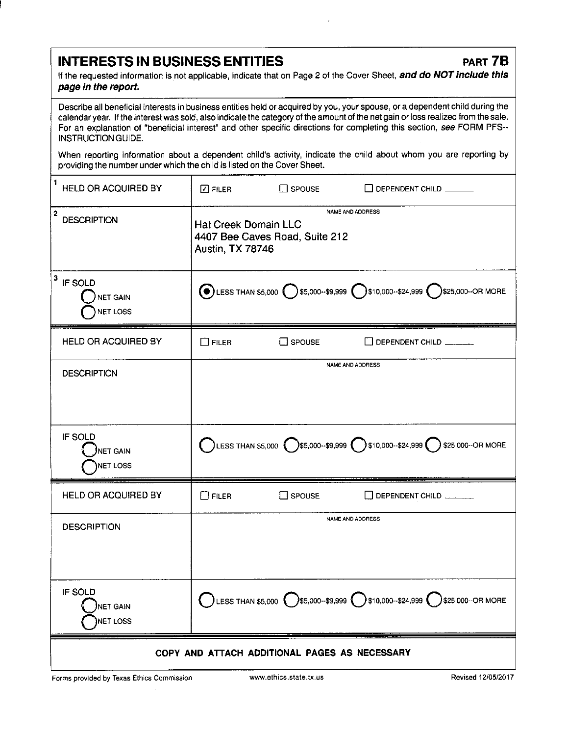## INTERESTS IN BUSINESS ENTITIES

**PART 7B**

If the requested information is not applicable, indicate that on Page 2 of the Cover Sheet, ***and do NOT include this page in the report.***

Describe all beneficial interests in business entities held or acquired by you, your spouse, or a dependent child during the calendar year. If the interest was sold, also indicate the category of the amount of the net gain or loss realized from the sale. For an explanation of "beneficial interest" and other specific directions for completing this section, *see* FORM PFS--INSTRUCTION GUIDE.

When reporting information about a dependent child's activity, indicate the child about whom you are reporting by providing the number under which the child is listed on the Cover Sheet.

| | |
|---|---|
| 1 HELD OR ACQUIRED BY | ☑ FILER ☐ SPOUSE ☐ DEPENDENT CHILD ______ |
| 2 DESCRIPTION | NAME AND ADDRESS<br>Hat Creek Domain LLC<br>4407 Bee Caves Road, Suite 212<br>Austin, TX 78746 |
| 3 IF SOLD<br>○ NET GAIN<br>○ NET LOSS | ● LESS THAN $5,000 ○ $5,000--$9,999 ○ $10,000--$24,999 ○ $25,000--OR MORE |
| HELD OR ACQUIRED BY | ☐ FILER ☐ SPOUSE ☐ DEPENDENT CHILD ______ |
| DESCRIPTION | NAME AND ADDRESS |
| IF SOLD<br>○ NET GAIN<br>○ NET LOSS | ○ LESS THAN $5,000 ○ $5,000--$9,999 ○ $10,000--$24,999 ○ $25,000--OR MORE |
| HELD OR ACQUIRED BY | ☐ FILER ☐ SPOUSE ☐ DEPENDENT CHILD ______ |
| DESCRIPTION | NAME AND ADDRESS |
| IF SOLD<br>○ NET GAIN<br>○ NET LOSS | ○ LESS THAN $5,000 ○ $5,000--$9,999 ○ $10,000--$24,999 ○ $25,000--OR MORE |

**COPY AND ATTACH ADDITIONAL PAGES AS NECESSARY**

Forms provided by Texas Ethics Commission www.ethics.state.tx.us Revised 12/05/2017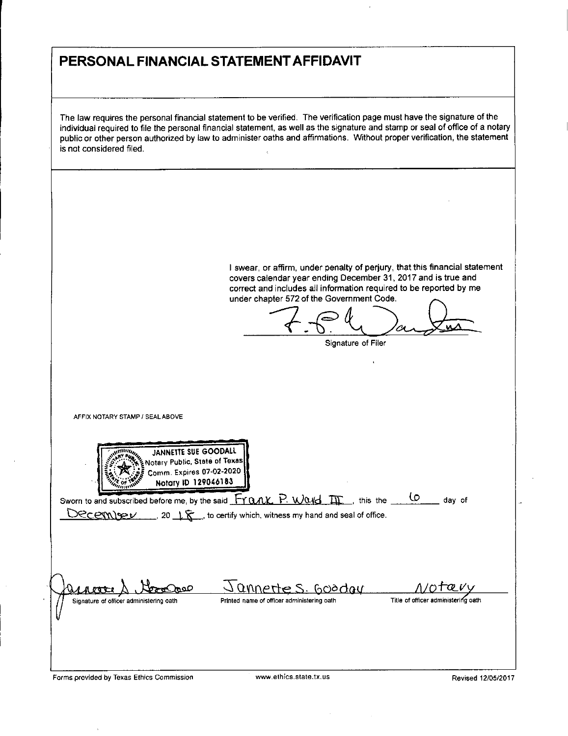# PERSONAL FINANCIAL STATEMENT AFFIDAVIT

The law requires the personal financial statement to be verified. The verification page must have the signature of the individual required to file the personal financial statement, as well as the signature and stamp or seal of office of a notary public or other person authorized by law to administer oaths and affirmations. Without proper verification, the statement is not considered filed.

I swear, or affirm, under penalty of perjury, that this financial statement covers calendar year ending December 31, 2017 and is true and correct and includes all information required to be reported by me under chapter 572 of the Government Code.

Signature of Filer

AFFIX NOTARY STAMP / SEAL ABOVE

JANNETTE SUE GOODALL
Notary Public, State of Texas
Comm. Expires 07-02-2020
Notary ID 129046183

Sworn to and subscribed before me, by the said Frank P. Ward III, this the 6 day of December, 20 18, to certify which, witness my hand and seal of office.

| Signature of officer administering oath | Jannette S. Goodall<br>Printed name of officer administering oath | Notary<br>Title of officer administering oath |
|---|---|---|

Forms provided by Texas Ethics Commission www.ethics.state.tx.us Revised 12/05/2017